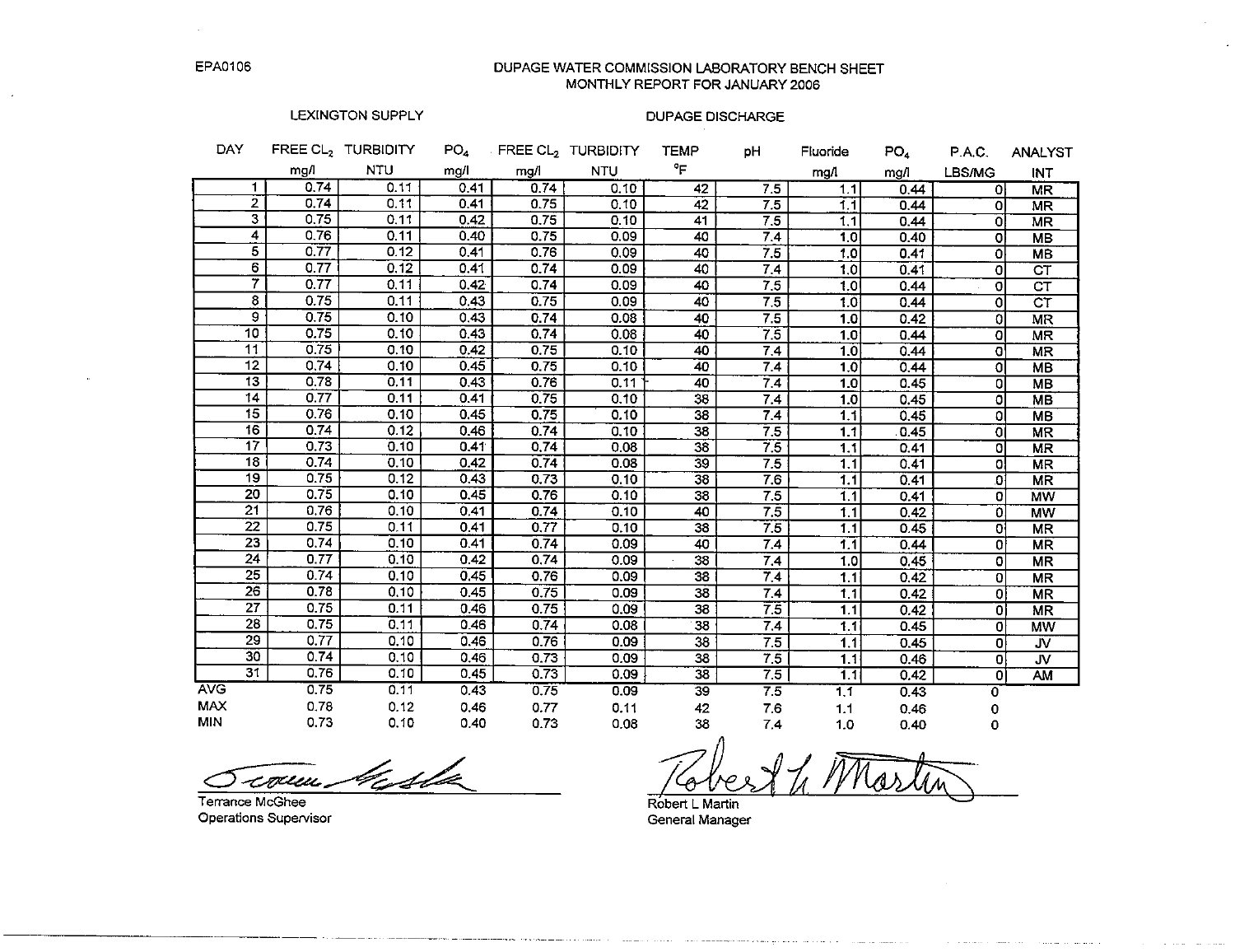EPA0106

# DUPAGE WATER COMMISSION LABORATORY BENCH SHEET
## MONTHLY REPORT FOR JANUARY 2006

| | LEXINGTON SUPPLY | | | DUPAGE DISCHARGE | | | | | | | |
|---|---|---|---|---|---|---|---|---|---|---|---|
| DAY | FREE $CL_2$ mg/l | TURBIDITY NTU | $PO_4$ mg/l | FREE $CL_2$ mg/l | TURBIDITY NTU | TEMP °F | pH | Fluoride mg/l | $PO_4$ mg/l | P.A.C. LBS/MG | ANALYST INT |
| 1 | 0.74 | 0.11 | 0.41 | 0.74 | 0.10 | 42 | 7.5 | 1.1 | 0.44 | 0 | MR |
| 2 | 0.74 | 0.11 | 0.41 | 0.75 | 0.10 | 42 | 7.5 | 1.1 | 0.44 | 0 | MR |
| 3 | 0.75 | 0.11 | 0.42 | 0.75 | 0.10 | 41 | 7.5 | 1.1 | 0.44 | 0 | MR |
| 4 | 0.76 | 0.11 | 0.40 | 0.75 | 0.09 | 40 | 7.4 | 1.0 | 0.40 | 0 | MB |
| 5 | 0.77 | 0.12 | 0.41 | 0.76 | 0.09 | 40 | 7.5 | 1.0 | 0.41 | 0 | MB |
| 6 | 0.77 | 0.12 | 0.41 | 0.74 | 0.09 | 40 | 7.4 | 1.0 | 0.41 | 0 | CT |
| 7 | 0.77 | 0.11 | 0.42 | 0.74 | 0.09 | 40 | 7.5 | 1.0 | 0.44 | 0 | CT |
| 8 | 0.75 | 0.11 | 0.43 | 0.75 | 0.09 | 40 | 7.5 | 1.0 | 0.44 | 0 | CT |
| 9 | 0.75 | 0.10 | 0.43 | 0.74 | 0.08 | 40 | 7.5 | 1.0 | 0.42 | 0 | MR |
| 10 | 0.75 | 0.10 | 0.43 | 0.74 | 0.08 | 40 | 7.5 | 1.0 | 0.44 | 0 | MR |
| 11 | 0.75 | 0.10 | 0.42 | 0.75 | 0.10 | 40 | 7.4 | 1.0 | 0.44 | 0 | MR |
| 12 | 0.74 | 0.10 | 0.45 | 0.75 | 0.10 | 40 | 7.4 | 1.0 | 0.44 | 0 | MB |
| 13 | 0.78 | 0.11 | 0.43 | 0.76 | 0.11 | 40 | 7.4 | 1.0 | 0.45 | 0 | MB |
| 14 | 0.77 | 0.11 | 0.41 | 0.75 | 0.10 | 38 | 7.4 | 1.0 | 0.45 | 0 | MB |
| 15 | 0.76 | 0.10 | 0.45 | 0.75 | 0.10 | 38 | 7.4 | 1.1 | 0.45 | 0 | MB |
| 16 | 0.74 | 0.12 | 0.46 | 0.74 | 0.10 | 38 | 7.5 | 1.1 | 0.45 | 0 | MR |
| 17 | 0.73 | 0.10 | 0.41 | 0.74 | 0.08 | 38 | 7.5 | 1.1 | 0.41 | 0 | MR |
| 18 | 0.74 | 0.10 | 0.42 | 0.74 | 0.08 | 39 | 7.5 | 1.1 | 0.41 | 0 | MR |
| 19 | 0.75 | 0.12 | 0.43 | 0.73 | 0.10 | 38 | 7.6 | 1.1 | 0.41 | 0 | MR |
| 20 | 0.75 | 0.10 | 0.45 | 0.76 | 0.10 | 38 | 7.5 | 1.1 | 0.41 | 0 | MW |
| 21 | 0.76 | 0.10 | 0.41 | 0.74 | 0.10 | 40 | 7.5 | 1.1 | 0.42 | 0 | MW |
| 22 | 0.75 | 0.11 | 0.41 | 0.77 | 0.10 | 38 | 7.5 | 1.1 | 0.45 | 0 | MR |
| 23 | 0.74 | 0.10 | 0.41 | 0.74 | 0.09 | 40 | 7.4 | 1.1 | 0.44 | 0 | MR |
| 24 | 0.77 | 0.10 | 0.42 | 0.74 | 0.09 | 38 | 7.4 | 1.0 | 0.45 | 0 | MR |
| 25 | 0.74 | 0.10 | 0.45 | 0.76 | 0.09 | 38 | 7.4 | 1.1 | 0.42 | 0 | MR |
| 26 | 0.78 | 0.10 | 0.45 | 0.75 | 0.09 | 38 | 7.4 | 1.1 | 0.42 | 0 | MR |
| 27 | 0.75 | 0.11 | 0.46 | 0.75 | 0.09 | 38 | 7.5 | 1.1 | 0.42 | 0 | MR |
| 28 | 0.75 | 0.11 | 0.46 | 0.74 | 0.08 | 38 | 7.4 | 1.1 | 0.45 | 0 | MW |
| 29 | 0.77 | 0.10 | 0.46 | 0.76 | 0.09 | 38 | 7.5 | 1.1 | 0.45 | 0 | JV |
| 30 | 0.74 | 0.10 | 0.46 | 0.73 | 0.09 | 38 | 7.5 | 1.1 | 0.46 | 0 | JV |
| 31 | 0.76 | 0.10 | 0.45 | 0.73 | 0.09 | 38 | 7.5 | 1.1 | 0.42 | 0 | AM |
| AVG | 0.75 | 0.11 | 0.43 | 0.75 | 0.09 | 39 | 7.5 | 1.1 | 0.43 | 0 | |
| MAX | 0.78 | 0.12 | 0.46 | 0.77 | 0.11 | 42 | 7.6 | 1.1 | 0.46 | 0 | |
| MIN | 0.73 | 0.10 | 0.40 | 0.73 | 0.08 | 38 | 7.4 | 1.0 | 0.40 | 0 | |

Terrance McGhee
Operations Supervisor

Robert L Martin
General Manager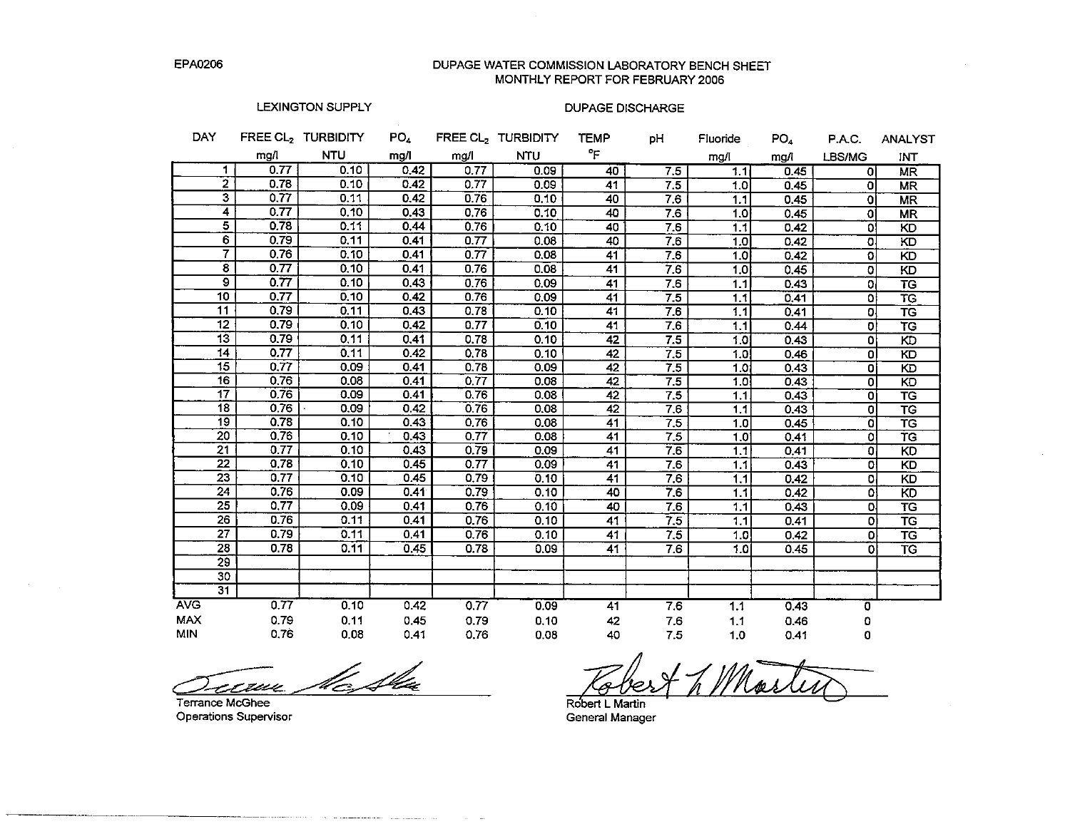EPA0206

# DUPAGE WATER COMMISSION LABORATORY BENCH SHEET
## MONTHLY REPORT FOR FEBRUARY 2006

| | LEXINGTON SUPPLY | | | DUPAGE DISCHARGE | | | | | | | |
|---|---|---|---|---|---|---|---|---|---|---|---|
| DAY | FREE $CL_2$ mg/l | TURBIDITY NTU | $PO_4$ mg/l | FREE $CL_2$ mg/l | TURBIDITY NTU | TEMP °F | pH | Fluoride mg/l | $PO_4$ mg/l | P.A.C. LBS/MG | ANALYST INT |
| 1 | 0.77 | 0.10 | 0.42 | 0.77 | 0.09 | 40 | 7.5 | 1.1 | 0.45 | 0 | MR |
| 2 | 0.78 | 0.10 | 0.42 | 0.77 | 0.09 | 41 | 7.5 | 1.0 | 0.45 | 0 | MR |
| 3 | 0.77 | 0.11 | 0.42 | 0.76 | 0.10 | 40 | 7.6 | 1.1 | 0.45 | 0 | MR |
| 4 | 0.77 | 0.10 | 0.43 | 0.76 | 0.10 | 40 | 7.6 | 1.0 | 0.45 | 0 | MR |
| 5 | 0.78 | 0.11 | 0.44 | 0.76 | 0.10 | 40 | 7.6 | 1.1 | 0.42 | 0 | KD |
| 6 | 0.79 | 0.11 | 0.41 | 0.77 | 0.08 | 40 | 7.6 | 1.0 | 0.42 | 0 | KD |
| 7 | 0.76 | 0.10 | 0.41 | 0.77 | 0.08 | 41 | 7.6 | 1.0 | 0.42 | 0 | KD |
| 8 | 0.77 | 0.10 | 0.41 | 0.76 | 0.08 | 41 | 7.6 | 1.0 | 0.45 | 0 | KD |
| 9 | 0.77 | 0.10 | 0.43 | 0.76 | 0.09 | 41 | 7.6 | 1.1 | 0.43 | 0 | TG |
| 10 | 0.77 | 0.10 | 0.42 | 0.76 | 0.09 | 41 | 7.5 | 1.1 | 0.41 | 0 | TG |
| 11 | 0.79 | 0.11 | 0.43 | 0.78 | 0.10 | 41 | 7.6 | 1.1 | 0.41 | 0 | TG |
| 12 | 0.79 | 0.10 | 0.42 | 0.77 | 0.10 | 41 | 7.6 | 1.1 | 0.44 | 0 | TG |
| 13 | 0.79 | 0.11 | 0.41 | 0.78 | 0.10 | 42 | 7.5 | 1.0 | 0.43 | 0 | KD |
| 14 | 0.77 | 0.11 | 0.42 | 0.78 | 0.10 | 42 | 7.5 | 1.0 | 0.46 | 0 | KD |
| 15 | 0.77 | 0.09 | 0.41 | 0.78 | 0.09 | 42 | 7.5 | 1.0 | 0.43 | 0 | KD |
| 16 | 0.76 | 0.08 | 0.41 | 0.77 | 0.08 | 42 | 7.5 | 1.0 | 0.43 | 0 | KD |
| 17 | 0.76 | 0.09 | 0.41 | 0.76 | 0.08 | 42 | 7.5 | 1.1 | 0.43 | 0 | TG |
| 18 | 0.76 | 0.09 | 0.42 | 0.76 | 0.08 | 42 | 7.6 | 1.1 | 0.43 | 0 | TG |
| 19 | 0.78 | 0.10 | 0.43 | 0.76 | 0.08 | 41 | 7.5 | 1.0 | 0.45 | 0 | TG |
| 20 | 0.76 | 0.10 | 0.43 | 0.77 | 0.08 | 41 | 7.5 | 1.0 | 0.41 | 0 | TG |
| 21 | 0.77 | 0.10 | 0.43 | 0.79 | 0.09 | 41 | 7.6 | 1.1 | 0.41 | 0 | KD |
| 22 | 0.78 | 0.10 | 0.45 | 0.77 | 0.09 | 41 | 7.6 | 1.1 | 0.43 | 0 | KD |
| 23 | 0.77 | 0.10 | 0.45 | 0.79 | 0.10 | 41 | 7.6 | 1.1 | 0.42 | 0 | KD |
| 24 | 0.76 | 0.09 | 0.41 | 0.79 | 0.10 | 40 | 7.6 | 1.1 | 0.42 | 0 | KD |
| 25 | 0.77 | 0.09 | 0.41 | 0.76 | 0.10 | 40 | 7.6 | 1.1 | 0.43 | 0 | TG |
| 26 | 0.76 | 0.11 | 0.41 | 0.76 | 0.10 | 41 | 7.5 | 1.1 | 0.41 | 0 | TG |
| 27 | 0.79 | 0.11 | 0.41 | 0.76 | 0.10 | 41 | 7.5 | 1.0 | 0.42 | 0 | TG |
| 28 | 0.78 | 0.11 | 0.45 | 0.78 | 0.09 | 41 | 7.6 | 1.0 | 0.45 | 0 | TG |
| 29 | | | | | | | | | | | |
| 30 | | | | | | | | | | | |
| 31 | | | | | | | | | | | |
| AVG | 0.77 | 0.10 | 0.42 | 0.77 | 0.09 | 41 | 7.6 | 1.1 | 0.43 | 0 | |
| MAX | 0.79 | 0.11 | 0.45 | 0.79 | 0.10 | 42 | 7.6 | 1.1 | 0.46 | 0 | |
| MIN | 0.76 | 0.08 | 0.41 | 0.76 | 0.08 | 40 | 7.5 | 1.0 | 0.41 | 0 | |

Terrance McGhee
Operations Supervisor

Robert L Martin
General Manager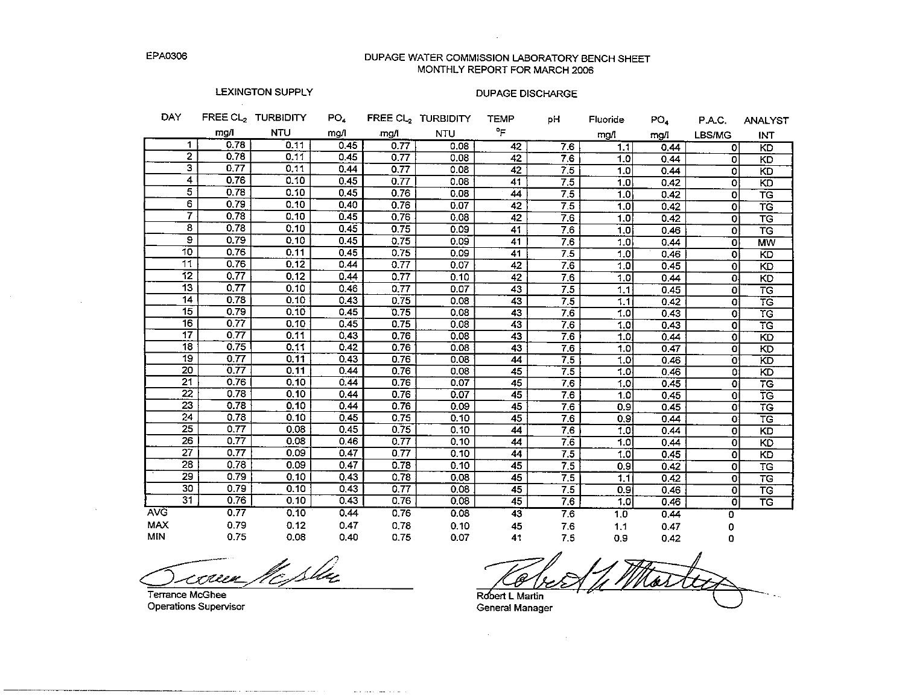EPA0306

# DUPAGE WATER COMMISSION LABORATORY BENCH SHEET
## MONTHLY REPORT FOR MARCH 2006

| | LEXINGTON SUPPLY | | | DUPAGE DISCHARGE | | | | | | | |
|---|---|---|---|---|---|---|---|---|---|---|---|
| DAY | FREE $CL_2$ mg/l | TURBIDITY NTU | $PO_4$ mg/l | FREE $CL_2$ mg/l | TURBIDITY NTU | TEMP °F | pH | Fluoride mg/l | $PO_4$ mg/l | P.A.C. LBS/MG | ANALYST INT |
| 1 | 0.78 | 0.11 | 0.45 | 0.77 | 0.08 | 42 | 7.6 | 1.1 | 0.44 | 0 | KD |
| 2 | 0.78 | 0.11 | 0.45 | 0.77 | 0.08 | 42 | 7.6 | 1.0 | 0.44 | 0 | KD |
| 3 | 0.77 | 0.11 | 0.44 | 0.77 | 0.08 | 42 | 7.5 | 1.0 | 0.44 | 0 | KD |
| 4 | 0.76 | 0.10 | 0.45 | 0.77 | 0.08 | 41 | 7.5 | 1.0 | 0.42 | 0 | KD |
| 5 | 0.78 | 0.10 | 0.45 | 0.76 | 0.08 | 44 | 7.5 | 1.0 | 0.42 | 0 | TG |
| 6 | 0.79 | 0.10 | 0.40 | 0.76 | 0.07 | 42 | 7.5 | 1.0 | 0.42 | 0 | TG |
| 7 | 0.78 | 0.10 | 0.45 | 0.76 | 0.08 | 42 | 7.6 | 1.0 | 0.42 | 0 | TG |
| 8 | 0.78 | 0.10 | 0.45 | 0.75 | 0.09 | 41 | 7.6 | 1.0 | 0.46 | 0 | TG |
| 9 | 0.79 | 0.10 | 0.45 | 0.75 | 0.09 | 41 | 7.6 | 1.0 | 0.44 | 0 | MW |
| 10 | 0.76 | 0.11 | 0.45 | 0.75 | 0.09 | 41 | 7.5 | 1.0 | 0.46 | 0 | KD |
| 11 | 0.76 | 0.12 | 0.44 | 0.77 | 0.07 | 42 | 7.6 | 1.0 | 0.45 | 0 | KD |
| 12 | 0.77 | 0.12 | 0.44 | 0.77 | 0.10 | 42 | 7.6 | 1.0 | 0.44 | 0 | KD |
| 13 | 0.77 | 0.10 | 0.46 | 0.77 | 0.07 | 43 | 7.5 | 1.1 | 0.45 | 0 | TG |
| 14 | 0.78 | 0.10 | 0.43 | 0.75 | 0.08 | 43 | 7.5 | 1.1 | 0.42 | 0 | TG |
| 15 | 0.79 | 0.10 | 0.45 | 0.75 | 0.08 | 43 | 7.6 | 1.0 | 0.43 | 0 | TG |
| 16 | 0.77 | 0.10 | 0.45 | 0.75 | 0.08 | 43 | 7.6 | 1.0 | 0.43 | 0 | TG |
| 17 | 0.77 | 0.11 | 0.43 | 0.76 | 0.08 | 43 | 7.6 | 1.0 | 0.44 | 0 | KD |
| 18 | 0.75 | 0.11 | 0.42 | 0.76 | 0.08 | 43 | 7.6 | 1.0 | 0.47 | 0 | KD |
| 19 | 0.77 | 0.11 | 0.43 | 0.76 | 0.08 | 44 | 7.5 | 1.0 | 0.46 | 0 | KD |
| 20 | 0.77 | 0.11 | 0.44 | 0.76 | 0.08 | 45 | 7.5 | 1.0 | 0.46 | 0 | KD |
| 21 | 0.76 | 0.10 | 0.44 | 0.76 | 0.07 | 45 | 7.6 | 1.0 | 0.45 | 0 | TG |
| 22 | 0.78 | 0.10 | 0.44 | 0.76 | 0.07 | 45 | 7.6 | 1.0 | 0.45 | 0 | TG |
| 23 | 0.78 | 0.10 | 0.44 | 0.76 | 0.09 | 45 | 7.6 | 0.9 | 0.45 | 0 | TG |
| 24 | 0.78 | 0.10 | 0.45 | 0.75 | 0.10 | 45 | 7.6 | 0.9 | 0.44 | 0 | TG |
| 25 | 0.77 | 0.08 | 0.45 | 0.75 | 0.10 | 44 | 7.6 | 1.0 | 0.44 | 0 | KD |
| 26 | 0.77 | 0.08 | 0.46 | 0.77 | 0.10 | 44 | 7.6 | 1.0 | 0.44 | 0 | KD |
| 27 | 0.77 | 0.09 | 0.47 | 0.77 | 0.10 | 44 | 7.5 | 1.0 | 0.45 | 0 | KD |
| 28 | 0.78 | 0.09 | 0.47 | 0.78 | 0.10 | 45 | 7.5 | 0.9 | 0.42 | 0 | TG |
| 29 | 0.79 | 0.10 | 0.43 | 0.78 | 0.08 | 45 | 7.5 | 1.1 | 0.42 | 0 | TG |
| 30 | 0.79 | 0.10 | 0.43 | 0.77 | 0.08 | 45 | 7.5 | 0.9 | 0.46 | 0 | TG |
| 31 | 0.76 | 0.10 | 0.43 | 0.76 | 0.08 | 45 | 7.6 | 1.0 | 0.46 | 0 | TG |
| AVG | 0.77 | 0.10 | 0.44 | 0.76 | 0.08 | 43 | 7.6 | 1.0 | 0.44 | 0 | |
| MAX | 0.79 | 0.12 | 0.47 | 0.78 | 0.10 | 45 | 7.6 | 1.1 | 0.47 | 0 | |
| MIN | 0.75 | 0.08 | 0.40 | 0.75 | 0.07 | 41 | 7.5 | 0.9 | 0.42 | 0 | |

Terrance McGhee
Operations Supervisor

Robert L Martin
General Manager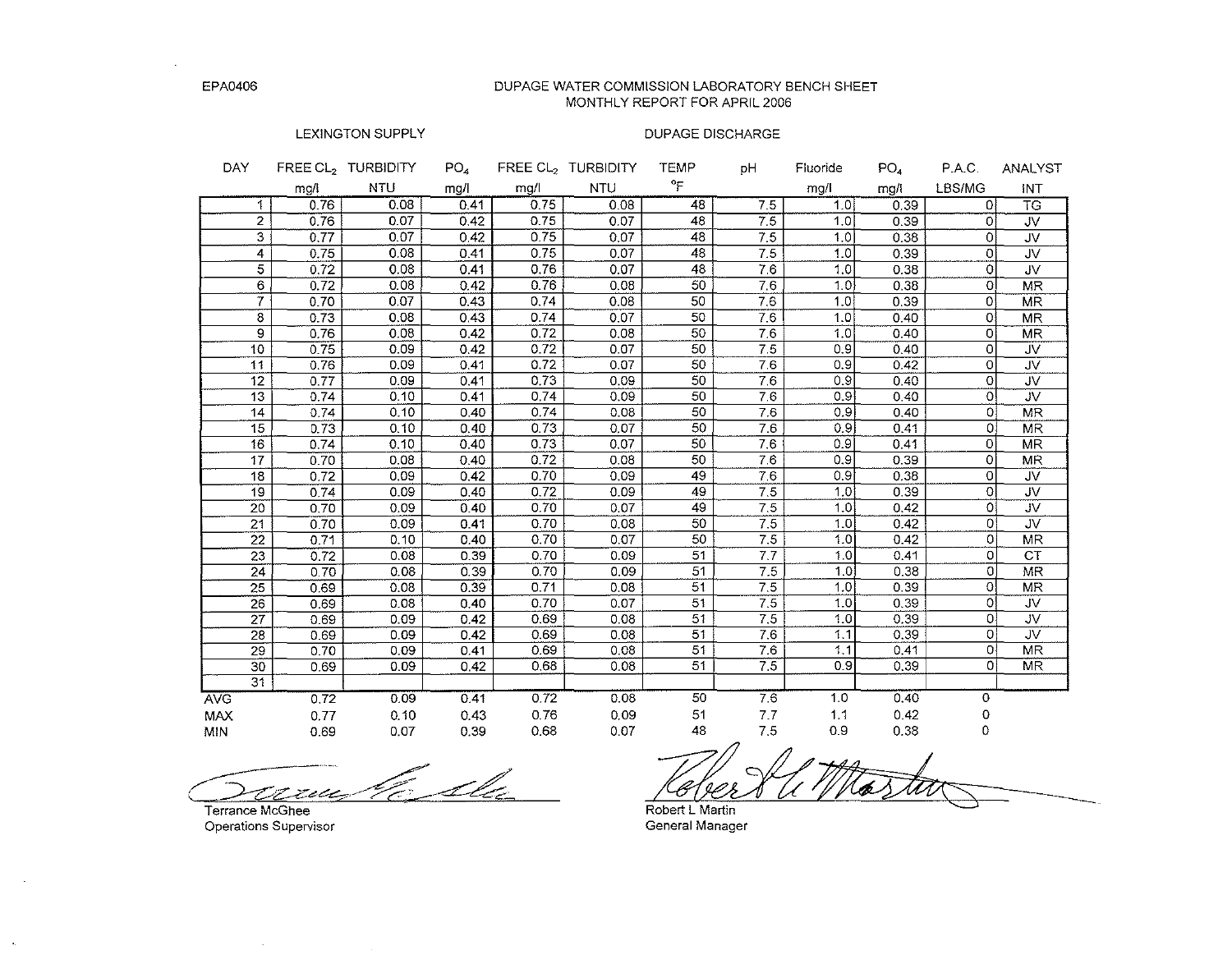EPA0406

# DUPAGE WATER COMMISSION LABORATORY BENCH SHEET
## MONTHLY REPORT FOR APRIL 2006

| DAY | LEXINGTON SUPPLY | | | DUPAGE DISCHARGE | | | | | | | ANALYST |
|---|---|---|---|---|---|---|---|---|---|---|---|
| | FREE $CL_2$ mg/l | TURBIDITY NTU | $PO_4$ mg/l | FREE $CL_2$ mg/l | TURBIDITY NTU | TEMP °F | pH | Fluoride mg/l | $PO_4$ mg/l | P.A.C. LBS/MG | INT |
| 1 | 0.76 | 0.08 | 0.41 | 0.75 | 0.08 | 48 | 7.5 | 1.0 | 0.39 | 0 | TG |
| 2 | 0.76 | 0.07 | 0.42 | 0.75 | 0.07 | 48 | 7.5 | 1.0 | 0.39 | 0 | JV |
| 3 | 0.77 | 0.07 | 0.42 | 0.75 | 0.07 | 48 | 7.5 | 1.0 | 0.38 | 0 | JV |
| 4 | 0.75 | 0.08 | 0.41 | 0.75 | 0.07 | 48 | 7.5 | 1.0 | 0.39 | 0 | JV |
| 5 | 0.72 | 0.08 | 0.41 | 0.76 | 0.07 | 48 | 7.6 | 1.0 | 0.38 | 0 | JV |
| 6 | 0.72 | 0.08 | 0.42 | 0.76 | 0.08 | 50 | 7.6 | 1.0 | 0.38 | 0 | MR |
| 7 | 0.70 | 0.07 | 0.43 | 0.74 | 0.08 | 50 | 7.6 | 1.0 | 0.39 | 0 | MR |
| 8 | 0.73 | 0.08 | 0.43 | 0.74 | 0.07 | 50 | 7.6 | 1.0 | 0.40 | 0 | MR |
| 9 | 0.76 | 0.08 | 0.42 | 0.72 | 0.08 | 50 | 7.6 | 1.0 | 0.40 | 0 | MR |
| 10 | 0.75 | 0.09 | 0.42 | 0.72 | 0.07 | 50 | 7.5 | 0.9 | 0.40 | 0 | JV |
| 11 | 0.76 | 0.09 | 0.41 | 0.72 | 0.07 | 50 | 7.6 | 0.9 | 0.42 | 0 | JV |
| 12 | 0.77 | 0.09 | 0.41 | 0.73 | 0.09 | 50 | 7.6 | 0.9 | 0.40 | 0 | JV |
| 13 | 0.74 | 0.10 | 0.41 | 0.74 | 0.09 | 50 | 7.6 | 0.9 | 0.40 | 0 | JV |
| 14 | 0.74 | 0.10 | 0.40 | 0.74 | 0.08 | 50 | 7.6 | 0.9 | 0.40 | 0 | MR |
| 15 | 0.73 | 0.10 | 0.40 | 0.73 | 0.07 | 50 | 7.6 | 0.9 | 0.41 | 0 | MR |
| 16 | 0.74 | 0.10 | 0.40 | 0.73 | 0.07 | 50 | 7.6 | 0.9 | 0.41 | 0 | MR |
| 17 | 0.70 | 0.08 | 0.40 | 0.72 | 0.08 | 50 | 7.6 | 0.9 | 0.39 | 0 | MR |
| 18 | 0.72 | 0.09 | 0.42 | 0.70 | 0.09 | 49 | 7.6 | 0.9 | 0.38 | 0 | JV |
| 19 | 0.74 | 0.09 | 0.40 | 0.72 | 0.09 | 49 | 7.5 | 1.0 | 0.39 | 0 | JV |
| 20 | 0.70 | 0.09 | 0.40 | 0.70 | 0.07 | 49 | 7.5 | 1.0 | 0.42 | 0 | JV |
| 21 | 0.70 | 0.09 | 0.41 | 0.70 | 0.08 | 50 | 7.5 | 1.0 | 0.42 | 0 | JV |
| 22 | 0.71 | 0.10 | 0.40 | 0.70 | 0.07 | 50 | 7.5 | 1.0 | 0.42 | 0 | MR |
| 23 | 0.72 | 0.08 | 0.39 | 0.70 | 0.09 | 51 | 7.7 | 1.0 | 0.41 | 0 | CT |
| 24 | 0.70 | 0.08 | 0.39 | 0.70 | 0.09 | 51 | 7.5 | 1.0 | 0.38 | 0 | MR |
| 25 | 0.69 | 0.08 | 0.39 | 0.71 | 0.08 | 51 | 7.5 | 1.0 | 0.39 | 0 | MR |
| 26 | 0.69 | 0.08 | 0.40 | 0.70 | 0.07 | 51 | 7.5 | 1.0 | 0.39 | 0 | JV |
| 27 | 0.69 | 0.09 | 0.42 | 0.69 | 0.08 | 51 | 7.5 | 1.0 | 0.39 | 0 | JV |
| 28 | 0.69 | 0.09 | 0.42 | 0.69 | 0.08 | 51 | 7.6 | 1.1 | 0.39 | 0 | JV |
| 29 | 0.70 | 0.09 | 0.41 | 0.69 | 0.08 | 51 | 7.6 | 1.1 | 0.41 | 0 | MR |
| 30 | 0.69 | 0.09 | 0.42 | 0.68 | 0.08 | 51 | 7.5 | 0.9 | 0.39 | 0 | MR |
| 31 | | | | | | | | | | | |
| AVG | 0.72 | 0.09 | 0.41 | 0.72 | 0.08 | 50 | 7.6 | 1.0 | 0.40 | 0 | |
| MAX | 0.77 | 0.10 | 0.43 | 0.76 | 0.09 | 51 | 7.7 | 1.1 | 0.42 | 0 | |
| MIN | 0.69 | 0.07 | 0.39 | 0.68 | 0.07 | 48 | 7.5 | 0.9 | 0.38 | 0 | |

Terrance McGhee
Operations Supervisor

Robert L Martin
General Manager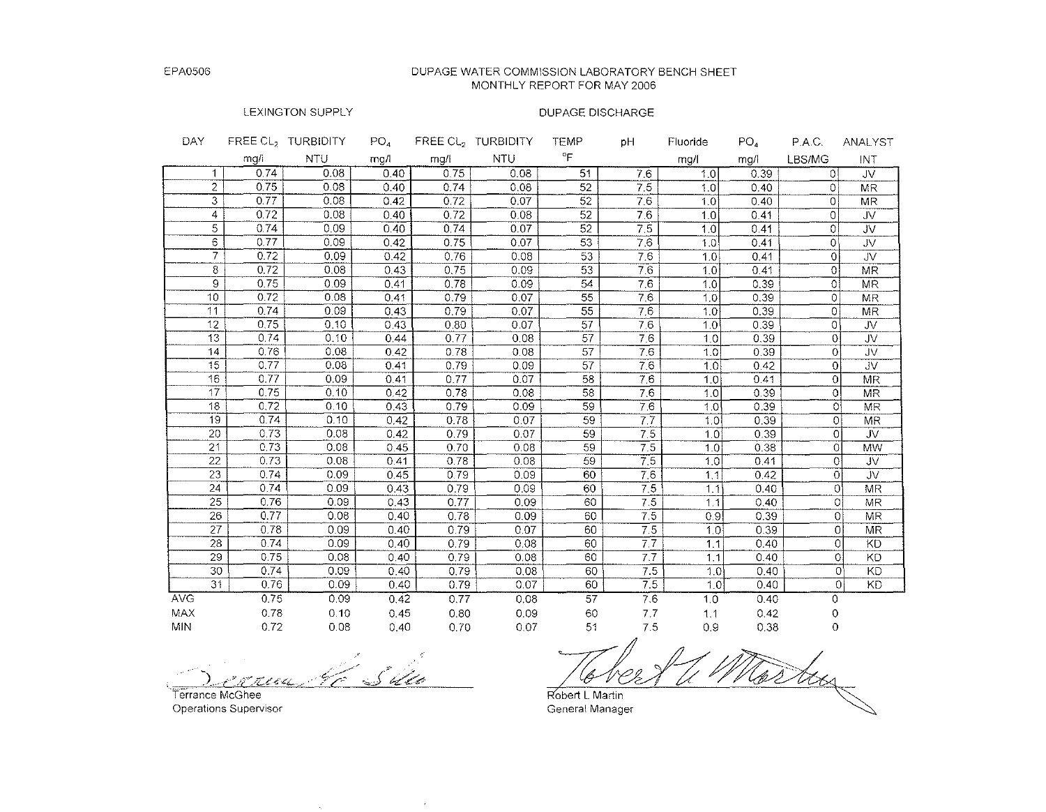EPA0506

# DUPAGE WATER COMMISSION LABORATORY BENCH SHEET
## MONTHLY REPORT FOR MAY 2006

| | LEXINGTON SUPPLY | | | DUPAGE DISCHARGE | | | | | | | |
|---|---|---|---|---|---|---|---|---|---|---|---|
| DAY | FREE $CL_2$ | TURBIDITY | $PO_4$ | FREE $CL_2$ | TURBIDITY | TEMP | pH | Fluoride | $PO_4$ | P.A.C. | ANALYST |
| | mg/l | NTU | mg/l | mg/l | NTU | °F | | mg/l | mg/l | LBS/MG | INT |
| 1 | 0.74 | 0.08 | 0.40 | 0.75 | 0.08 | 51 | 7.6 | 1.0 | 0.39 | 0 | JV |
| 2 | 0.75 | 0.08 | 0.40 | 0.74 | 0.08 | 52 | 7.5 | 1.0 | 0.40 | 0 | MR |
| 3 | 0.77 | 0.08 | 0.42 | 0.72 | 0.07 | 52 | 7.6 | 1.0 | 0.40 | 0 | MR |
| 4 | 0.72 | 0.08 | 0.40 | 0.72 | 0.08 | 52 | 7.6 | 1.0 | 0.41 | 0 | JV |
| 5 | 0.74 | 0.09 | 0.40 | 0.74 | 0.07 | 52 | 7.5 | 1.0 | 0.41 | 0 | JV |
| 6 | 0.77 | 0.09 | 0.42 | 0.75 | 0.07 | 53 | 7.6 | 1.0 | 0.41 | 0 | JV |
| 7 | 0.72 | 0.09 | 0.42 | 0.76 | 0.08 | 53 | 7.6 | 1.0 | 0.41 | 0 | JV |
| 8 | 0.72 | 0.08 | 0.43 | 0.75 | 0.09 | 53 | 7.6 | 1.0 | 0.41 | 0 | MR |
| 9 | 0.75 | 0.09 | 0.41 | 0.78 | 0.09 | 54 | 7.6 | 1.0 | 0.39 | 0 | MR |
| 10 | 0.72 | 0.08 | 0.41 | 0.79 | 0.07 | 55 | 7.6 | 1.0 | 0.39 | 0 | MR |
| 11 | 0.74 | 0.09 | 0.43 | 0.79 | 0.07 | 55 | 7.6 | 1.0 | 0.39 | 0 | MR |
| 12 | 0.75 | 0.10 | 0.43 | 0.80 | 0.07 | 57 | 7.6 | 1.0 | 0.39 | 0 | JV |
| 13 | 0.74 | 0.10 | 0.44 | 0.77 | 0.08 | 57 | 7.6 | 1.0 | 0.39 | 0 | JV |
| 14 | 0.76 | 0.08 | 0.42 | 0.78 | 0.08 | 57 | 7.6 | 1.0 | 0.39 | 0 | JV |
| 15 | 0.77 | 0.08 | 0.41 | 0.79 | 0.09 | 57 | 7.6 | 1.0 | 0.42 | 0 | JV |
| 16 | 0.77 | 0.09 | 0.41 | 0.77 | 0.07 | 58 | 7.6 | 1.0 | 0.41 | 0 | MR |
| 17 | 0.75 | 0.10 | 0.42 | 0.78 | 0.08 | 58 | 7.6 | 1.0 | 0.39 | 0 | MR |
| 18 | 0.72 | 0.10 | 0.43 | 0.79 | 0.09 | 59 | 7.6 | 1.0 | 0.39 | 0 | MR |
| 19 | 0.74 | 0.10 | 0.42 | 0.78 | 0.07 | 59 | 7.7 | 1.0 | 0.39 | 0 | MR |
| 20 | 0.73 | 0.08 | 0.42 | 0.79 | 0.07 | 59 | 7.5 | 1.0 | 0.39 | 0 | JV |
| 21 | 0.73 | 0.08 | 0.45 | 0.70 | 0.08 | 59 | 7.5 | 1.0 | 0.38 | 0 | MW |
| 22 | 0.73 | 0.08 | 0.41 | 0.78 | 0.08 | 59 | 7.5 | 1.0 | 0.41 | 0 | JV |
| 23 | 0.74 | 0.09 | 0.45 | 0.79 | 0.09 | 60 | 7.6 | 1.1 | 0.42 | 0 | JV |
| 24 | 0.74 | 0.09 | 0.43 | 0.79 | 0.09 | 60 | 7.5 | 1.1 | 0.40 | 0 | MR |
| 25 | 0.76 | 0.09 | 0.43 | 0.77 | 0.09 | 60 | 7.5 | 1.1 | 0.40 | 0 | MR |
| 26 | 0.77 | 0.08 | 0.40 | 0.78 | 0.09 | 60 | 7.5 | 0.9 | 0.39 | 0 | MR |
| 27 | 0.78 | 0.09 | 0.40 | 0.79 | 0.07 | 60 | 7.5 | 1.0 | 0.39 | 0 | MR |
| 28 | 0.74 | 0.09 | 0.40 | 0.79 | 0.08 | 60 | 7.7 | 1.1 | 0.40 | 0 | KD |
| 29 | 0.75 | 0.08 | 0.40 | 0.79 | 0.08 | 60 | 7.7 | 1.1 | 0.40 | 0 | KD |
| 30 | 0.74 | 0.09 | 0.40 | 0.79 | 0.08 | 60 | 7.5 | 1.0 | 0.40 | 0 | KD |
| 31 | 0.76 | 0.09 | 0.40 | 0.79 | 0.07 | 60 | 7.5 | 1.0 | 0.40 | 0 | KD |
| AVG | 0.75 | 0.09 | 0.42 | 0.77 | 0.08 | 57 | 7.6 | 1.0 | 0.40 | 0 | |
| MAX | 0.78 | 0.10 | 0.45 | 0.80 | 0.09 | 60 | 7.7 | 1.1 | 0.42 | 0 | |
| MIN | 0.72 | 0.08 | 0.40 | 0.70 | 0.07 | 51 | 7.5 | 0.9 | 0.38 | 0 | |

Terrance McGhee
Operations Supervisor

Robert L Martin
General Manager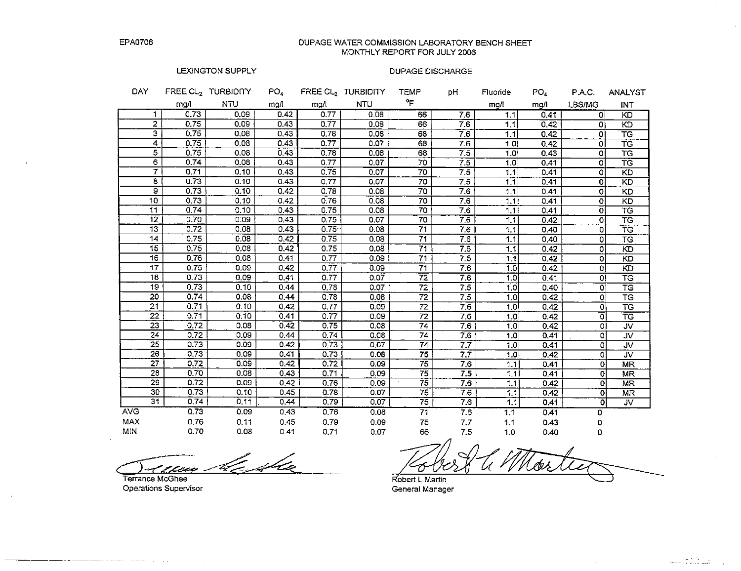EPA0706

# DUPAGE WATER COMMISSION LABORATORY BENCH SHEET
## MONTHLY REPORT FOR JULY 2006

| | LEXINGTON SUPPLY | | | DUPAGE DISCHARGE | | | | | | | |
|---|---|---|---|---|---|---|---|---|---|---|---|
| DAY | FREE $CL_2$ mg/l | TURBIDITY NTU | $PO_4$ mg/l | FREE $CL_2$ mg/l | TURBIDITY NTU | TEMP °F | pH | Fluoride mg/l | $PO_4$ mg/l | P.A.C. LBS/MG | ANALYST INT |
| 1 | 0.73 | 0.09 | 0.42 | 0.77 | 0.08 | 66 | 7.6 | 1.1 | 0.41 | 0 | KD |
| 2 | 0.75 | 0.09 | 0.43 | 0.77 | 0.08 | 66 | 7.6 | 1.1 | 0.42 | 0 | KD |
| 3 | 0.75 | 0.08 | 0.43 | 0.78 | 0.08 | 68 | 7.6 | 1.1 | 0.42 | 0 | TG |
| 4 | 0.75 | 0.08 | 0.43 | 0.77 | 0.07 | 68 | 7.6 | 1.0 | 0.42 | 0 | TG |
| 5 | 0.75 | 0.08 | 0.43 | 0.78 | 0.08 | 68 | 7.5 | 1.0 | 0.43 | 0 | TG |
| 6 | 0.74 | 0.08 | 0.43 | 0.77 | 0.07 | 70 | 7.5 | 1.0 | 0.41 | 0 | TG |
| 7 | 0.71 | 0.10 | 0.43 | 0.75 | 0.07 | 70 | 7.5 | 1.1 | 0.41 | 0 | KD |
| 8 | 0.73 | 0.10 | 0.43 | 0.77 | 0.07 | 70 | 7.5 | 1.1 | 0.41 | 0 | KD |
| 9 | 0.73 | 0.10 | 0.42 | 0.78 | 0.08 | 70 | 7.6 | 1.1 | 0.41 | 0 | KD |
| 10 | 0.73 | 0.10 | 0.42 | 0.76 | 0.08 | 70 | 7.6 | 1.1 | 0.41 | 0 | KD |
| 11 | 0.74 | 0.10 | 0.43 | 0.75 | 0.08 | 70 | 7.6 | 1.1 | 0.41 | 0 | TG |
| 12 | 0.70 | 0.09 | 0.43 | 0.75 | 0.07 | 70 | 7.6 | 1.1 | 0.42 | 0 | TG |
| 13 | 0.72 | 0.08 | 0.43 | 0.75 | 0.08 | 71 | 7.6 | 1.1 | 0.40 | 0 | TG |
| 14 | 0.75 | 0.08 | 0.42 | 0.75 | 0.08 | 71 | 7.6 | 1.1 | 0.40 | 0 | TG |
| 15 | 0.75 | 0.08 | 0.42 | 0.75 | 0.08 | 71 | 7.6 | 1.1 | 0.42 | 0 | KD |
| 16 | 0.76 | 0.08 | 0.41 | 0.77 | 0.09 | 71 | 7.5 | 1.1 | 0.42 | 0 | KD |
| 17 | 0.75 | 0.09 | 0.42 | 0.77 | 0.09 | 71 | 7.6 | 1.0 | 0.42 | 0 | KD |
| 18 | 0.73 | 0.09 | 0.41 | 0.77 | 0.07 | 72 | 7.6 | 1.0 | 0.41 | 0 | TG |
| 19 | 0.73 | 0.10 | 0.44 | 0.78 | 0.07 | 72 | 7.5 | 1.0 | 0.40 | 0 | TG |
| 20 | 0.74 | 0.08 | 0.44 | 0.78 | 0.08 | 72 | 7.5 | 1.0 | 0.42 | 0 | TG |
| 21 | 0.71 | 0.10 | 0.42 | 0.77 | 0.09 | 72 | 7.6 | 1.0 | 0.42 | 0 | TG |
| 22 | 0.71 | 0.10 | 0.41 | 0.77 | 0.09 | 72 | 7.6 | 1.0 | 0.42 | 0 | TG |
| 23 | 0.72 | 0.08 | 0.42 | 0.75 | 0.08 | 74 | 7.6 | 1.0 | 0.42 | 0 | JV |
| 24 | 0.72 | 0.09 | 0.44 | 0.74 | 0.08 | 74 | 7.6 | 1.0 | 0.41 | 0 | JV |
| 25 | 0.73 | 0.09 | 0.42 | 0.73 | 0.07 | 74 | 7.7 | 1.0 | 0.41 | 0 | JV |
| 26 | 0.73 | 0.09 | 0.41 | 0.73 | 0.08 | 75 | 7.7 | 1.0 | 0.42 | 0 | JV |
| 27 | 0.72 | 0.09 | 0.42 | 0.72 | 0.09 | 75 | 7.6 | 1.1 | 0.41 | 0 | MR |
| 28 | 0.70 | 0.08 | 0.43 | 0.71 | 0.09 | 75 | 7.5 | 1.1 | 0.41 | 0 | MR |
| 29 | 0.72 | 0.09 | 0.42 | 0.76 | 0.09 | 75 | 7.6 | 1.1 | 0.42 | 0 | MR |
| 30 | 0.73 | 0.10 | 0.45 | 0.78 | 0.07 | 75 | 7.6 | 1.1 | 0.42 | 0 | MR |
| 31 | 0.74 | 0.11 | 0.44 | 0.79 | 0.07 | 75 | 7.6 | 1.1 | 0.41 | 0 | JV |
| AVG | 0.73 | 0.09 | 0.43 | 0.76 | 0.08 | 71 | 7.6 | 1.1 | 0.41 | 0 | |
| MAX | 0.76 | 0.11 | 0.45 | 0.79 | 0.09 | 75 | 7.7 | 1.1 | 0.43 | 0 | |
| MIN | 0.70 | 0.08 | 0.41 | 0.71 | 0.07 | 66 | 7.5 | 1.0 | 0.40 | 0 | |

Terrance McGhee
Operations Supervisor

Robert L Martin
General Manager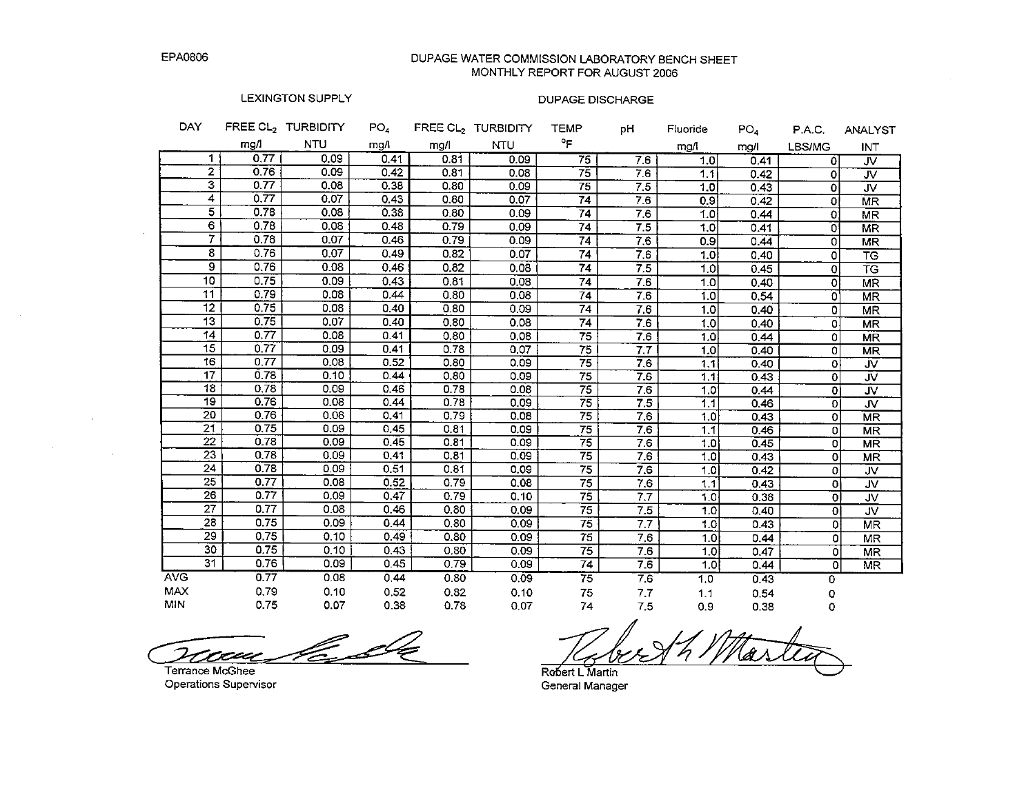EPA0806

# DUPAGE WATER COMMISSION LABORATORY BENCH SHEET
## MONTHLY REPORT FOR AUGUST 2006

| DAY | LEXINGTON SUPPLY | | | DUPAGE DISCHARGE | | | | | | | |
|---|---|---|---|---|---|---|---|---|---|---|---|
| | FREE $CL_2$ mg/l | TURBIDITY NTU | $PO_4$ mg/l | FREE $CL_2$ mg/l | TURBIDITY NTU | TEMP °F | pH | Fluoride mg/l | $PO_4$ mg/l | P.A.C. LBS/MG | ANALYST INT |
| 1 | 0.77 | 0.09 | 0.41 | 0.81 | 0.09 | 75 | 7.6 | 1.0 | 0.41 | 0 | JV |
| 2 | 0.76 | 0.09 | 0.42 | 0.81 | 0.08 | 75 | 7.6 | 1.1 | 0.42 | 0 | JV |
| 3 | 0.77 | 0.08 | 0.38 | 0.80 | 0.09 | 75 | 7.5 | 1.0 | 0.43 | 0 | JV |
| 4 | 0.77 | 0.07 | 0.43 | 0.80 | 0.07 | 74 | 7.6 | 0.9 | 0.42 | 0 | MR |
| 5 | 0.78 | 0.08 | 0.38 | 0.80 | 0.09 | 74 | 7.6 | 1.0 | 0.44 | 0 | MR |
| 6 | 0.78 | 0.08 | 0.48 | 0.79 | 0.09 | 74 | 7.5 | 1.0 | 0.41 | 0 | MR |
| 7 | 0.78 | 0.07 | 0.46 | 0.79 | 0.09 | 74 | 7.6 | 0.9 | 0.44 | 0 | MR |
| 8 | 0.76 | 0.07 | 0.49 | 0.82 | 0.07 | 74 | 7.6 | 1.0 | 0.40 | 0 | TG |
| 9 | 0.76 | 0.08 | 0.46 | 0.82 | 0.08 | 74 | 7.5 | 1.0 | 0.45 | 0 | TG |
| 10 | 0.75 | 0.09 | 0.43 | 0.81 | 0.08 | 74 | 7.6 | 1.0 | 0.40 | 0 | MR |
| 11 | 0.79 | 0.08 | 0.44 | 0.80 | 0.08 | 74 | 7.6 | 1.0 | 0.54 | 0 | MR |
| 12 | 0.75 | 0.08 | 0.40 | 0.80 | 0.09 | 74 | 7.6 | 1.0 | 0.40 | 0 | MR |
| 13 | 0.75 | 0.07 | 0.40 | 0.80 | 0.08 | 74 | 7.6 | 1.0 | 0.40 | 0 | MR |
| 14 | 0.77 | 0.08 | 0.41 | 0.80 | 0.08 | 75 | 7.6 | 1.0 | 0.44 | 0 | MR |
| 15 | 0.77 | 0.09 | 0.41 | 0.78 | 0.07 | 75 | 7.7 | 1.0 | 0.40 | 0 | MR |
| 16 | 0.77 | 0.08 | 0.52 | 0.80 | 0.09 | 75 | 7.6 | 1.1 | 0.40 | 0 | JV |
| 17 | 0.78 | 0.10 | 0.44 | 0.80 | 0.09 | 75 | 7.6 | 1.1 | 0.43 | 0 | JV |
| 18 | 0.78 | 0.09 | 0.46 | 0.78 | 0.08 | 75 | 7.6 | 1.0 | 0.44 | 0 | JV |
| 19 | 0.76 | 0.08 | 0.44 | 0.78 | 0.09 | 75 | 7.5 | 1.1 | 0.46 | 0 | JV |
| 20 | 0.76 | 0.08 | 0.41 | 0.79 | 0.08 | 75 | 7.6 | 1.0 | 0.43 | 0 | MR |
| 21 | 0.75 | 0.09 | 0.45 | 0.81 | 0.09 | 75 | 7.6 | 1.1 | 0.46 | 0 | MR |
| 22 | 0.78 | 0.09 | 0.45 | 0.81 | 0.09 | 75 | 7.6 | 1.0 | 0.45 | 0 | MR |
| 23 | 0.78 | 0.09 | 0.41 | 0.81 | 0.09 | 75 | 7.6 | 1.0 | 0.43 | 0 | MR |
| 24 | 0.78 | 0.09 | 0.51 | 0.81 | 0.09 | 75 | 7.6 | 1.0 | 0.42 | 0 | JV |
| 25 | 0.77 | 0.08 | 0.52 | 0.79 | 0.08 | 75 | 7.6 | 1.1 | 0.43 | 0 | JV |
| 26 | 0.77 | 0.09 | 0.47 | 0.79 | 0.10 | 75 | 7.7 | 1.0 | 0.38 | 0 | JV |
| 27 | 0.77 | 0.08 | 0.46 | 0.80 | 0.09 | 75 | 7.5 | 1.0 | 0.40 | 0 | JV |
| 28 | 0.75 | 0.09 | 0.44 | 0.80 | 0.09 | 75 | 7.7 | 1.0 | 0.43 | 0 | MR |
| 29 | 0.75 | 0.10 | 0.49 | 0.80 | 0.09 | 75 | 7.6 | 1.0 | 0.44 | 0 | MR |
| 30 | 0.75 | 0.10 | 0.43 | 0.80 | 0.09 | 75 | 7.6 | 1.0 | 0.47 | 0 | MR |
| 31 | 0.76 | 0.09 | 0.45 | 0.79 | 0.09 | 74 | 7.6 | 1.0 | 0.44 | 0 | MR |
| AVG | 0.77 | 0.08 | 0.44 | 0.80 | 0.09 | 75 | 7.6 | 1.0 | 0.43 | 0 | |
| MAX | 0.79 | 0.10 | 0.52 | 0.82 | 0.10 | 75 | 7.7 | 1.1 | 0.54 | 0 | |
| MIN | 0.75 | 0.07 | 0.38 | 0.78 | 0.07 | 74 | 7.5 | 0.9 | 0.38 | 0 | |

Terrance McGhee
Operations Supervisor

Robert L Martin
General Manager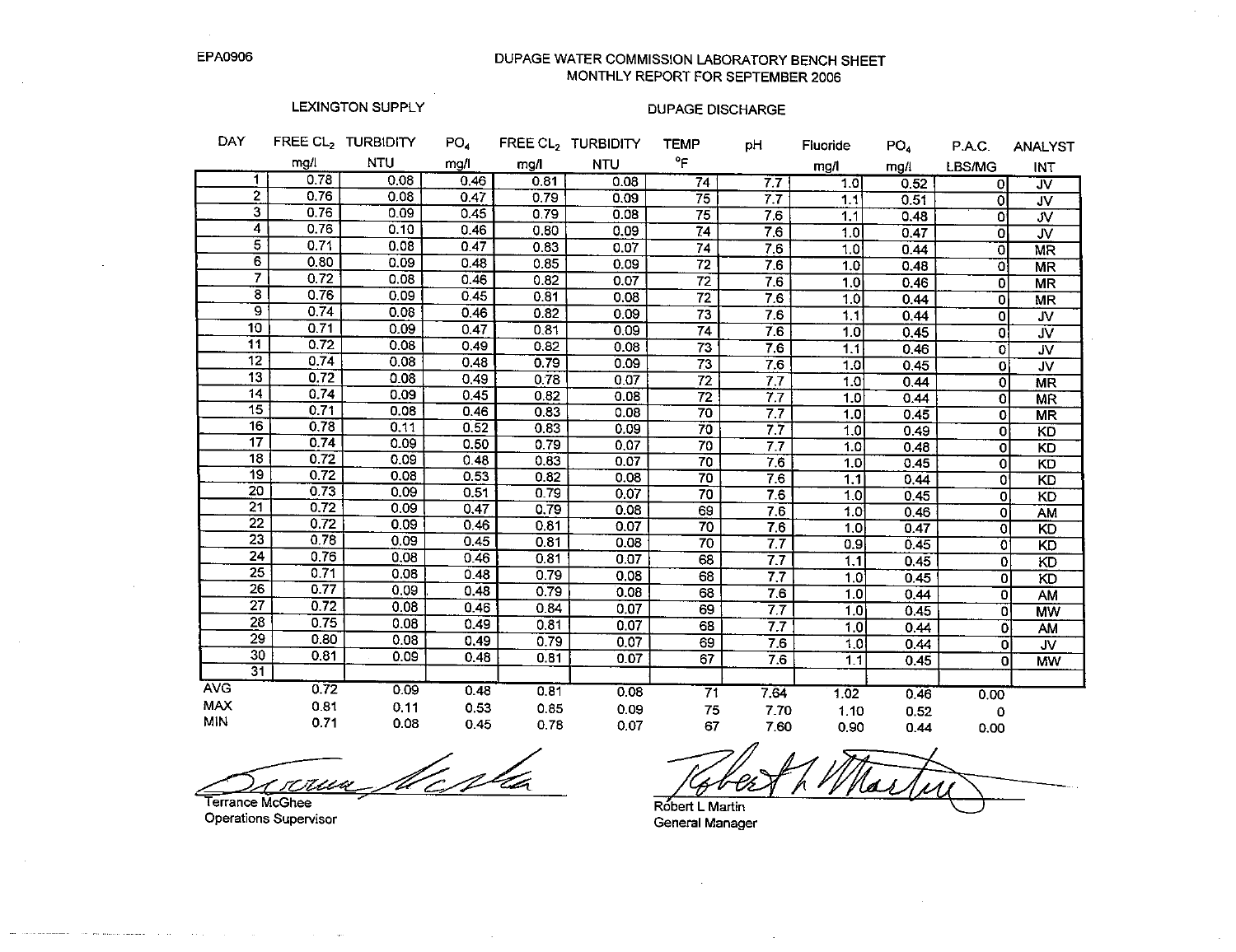EPA0906

# DUPAGE WATER COMMISSION LABORATORY BENCH SHEET
## MONTHLY REPORT FOR SEPTEMBER 2006

| | LEXINGTON SUPPLY | | | DUPAGE DISCHARGE | | | | | | | |
|---|---|---|---|---|---|---|---|---|---|---|---|
| DAY | FREE $CL_2$ mg/l | TURBIDITY NTU | $PO_4$ mg/l | FREE $CL_2$ mg/l | TURBIDITY NTU | TEMP °F | pH | Fluoride mg/l | $PO_4$ mg/l | P.A.C. LBS/MG | ANALYST INT |
| 1 | 0.78 | 0.08 | 0.46 | 0.81 | 0.08 | 74 | 7.7 | 1.0 | 0.52 | 0 | JV |
| 2 | 0.76 | 0.08 | 0.47 | 0.79 | 0.09 | 75 | 7.7 | 1.1 | 0.51 | 0 | JV |
| 3 | 0.76 | 0.09 | 0.45 | 0.79 | 0.08 | 75 | 7.6 | 1.1 | 0.48 | 0 | JV |
| 4 | 0.76 | 0.10 | 0.46 | 0.80 | 0.09 | 74 | 7.6 | 1.0 | 0.47 | 0 | JV |
| 5 | 0.71 | 0.08 | 0.47 | 0.83 | 0.07 | 74 | 7.6 | 1.0 | 0.44 | 0 | MR |
| 6 | 0.80 | 0.09 | 0.48 | 0.85 | 0.09 | 72 | 7.6 | 1.0 | 0.48 | 0 | MR |
| 7 | 0.72 | 0.08 | 0.46 | 0.82 | 0.07 | 72 | 7.6 | 1.0 | 0.46 | 0 | MR |
| 8 | 0.76 | 0.09 | 0.45 | 0.81 | 0.08 | 72 | 7.6 | 1.0 | 0.44 | 0 | MR |
| 9 | 0.74 | 0.08 | 0.46 | 0.82 | 0.09 | 73 | 7.6 | 1.1 | 0.44 | 0 | JV |
| 10 | 0.71 | 0.09 | 0.47 | 0.81 | 0.09 | 74 | 7.6 | 1.0 | 0.45 | 0 | JV |
| 11 | 0.72 | 0.08 | 0.49 | 0.82 | 0.08 | 73 | 7.6 | 1.1 | 0.46 | 0 | JV |
| 12 | 0.74 | 0.08 | 0.48 | 0.79 | 0.09 | 73 | 7.6 | 1.0 | 0.45 | 0 | JV |
| 13 | 0.72 | 0.08 | 0.49 | 0.78 | 0.07 | 72 | 7.7 | 1.0 | 0.44 | 0 | MR |
| 14 | 0.74 | 0.09 | 0.45 | 0.82 | 0.08 | 72 | 7.7 | 1.0 | 0.44 | 0 | MR |
| 15 | 0.71 | 0.08 | 0.46 | 0.83 | 0.08 | 70 | 7.7 | 1.0 | 0.45 | 0 | MR |
| 16 | 0.78 | 0.11 | 0.52 | 0.83 | 0.09 | 70 | 7.7 | 1.0 | 0.49 | 0 | KD |
| 17 | 0.74 | 0.09 | 0.50 | 0.79 | 0.07 | 70 | 7.7 | 1.0 | 0.48 | 0 | KD |
| 18 | 0.72 | 0.09 | 0.48 | 0.83 | 0.07 | 70 | 7.6 | 1.0 | 0.45 | 0 | KD |
| 19 | 0.72 | 0.08 | 0.53 | 0.82 | 0.08 | 70 | 7.6 | 1.1 | 0.44 | 0 | KD |
| 20 | 0.73 | 0.09 | 0.51 | 0.79 | 0.07 | 70 | 7.6 | 1.0 | 0.45 | 0 | KD |
| 21 | 0.72 | 0.09 | 0.47 | 0.79 | 0.08 | 69 | 7.6 | 1.0 | 0.46 | 0 | AM |
| 22 | 0.72 | 0.09 | 0.46 | 0.81 | 0.07 | 70 | 7.6 | 1.0 | 0.47 | 0 | KD |
| 23 | 0.78 | 0.09 | 0.45 | 0.81 | 0.08 | 70 | 7.7 | 0.9 | 0.45 | 0 | KD |
| 24 | 0.76 | 0.08 | 0.46 | 0.81 | 0.07 | 68 | 7.7 | 1.1 | 0.45 | 0 | KD |
| 25 | 0.71 | 0.08 | 0.48 | 0.79 | 0.08 | 68 | 7.7 | 1.0 | 0.45 | 0 | KD |
| 26 | 0.77 | 0.09 | 0.48 | 0.79 | 0.08 | 68 | 7.6 | 1.0 | 0.44 | 0 | AM |
| 27 | 0.72 | 0.08 | 0.46 | 0.84 | 0.07 | 69 | 7.7 | 1.0 | 0.45 | 0 | MW |
| 28 | 0.75 | 0.08 | 0.49 | 0.81 | 0.07 | 68 | 7.7 | 1.0 | 0.44 | 0 | AM |
| 29 | 0.80 | 0.08 | 0.49 | 0.79 | 0.07 | 69 | 7.6 | 1.0 | 0.44 | 0 | JV |
| 30 | 0.81 | 0.09 | 0.48 | 0.81 | 0.07 | 67 | 7.6 | 1.1 | 0.45 | 0 | MW |
| 31 | | | | | | | | | | | |
| AVG | 0.72 | 0.09 | 0.48 | 0.81 | 0.08 | 71 | 7.64 | 1.02 | 0.46 | 0.00 | |
| MAX | 0.81 | 0.11 | 0.53 | 0.85 | 0.09 | 75 | 7.70 | 1.10 | 0.52 | 0 | |
| MIN | 0.71 | 0.08 | 0.45 | 0.78 | 0.07 | 67 | 7.60 | 0.90 | 0.44 | 0.00 | |

Terrance McGhee
Operations Supervisor

Robert L Martin
General Manager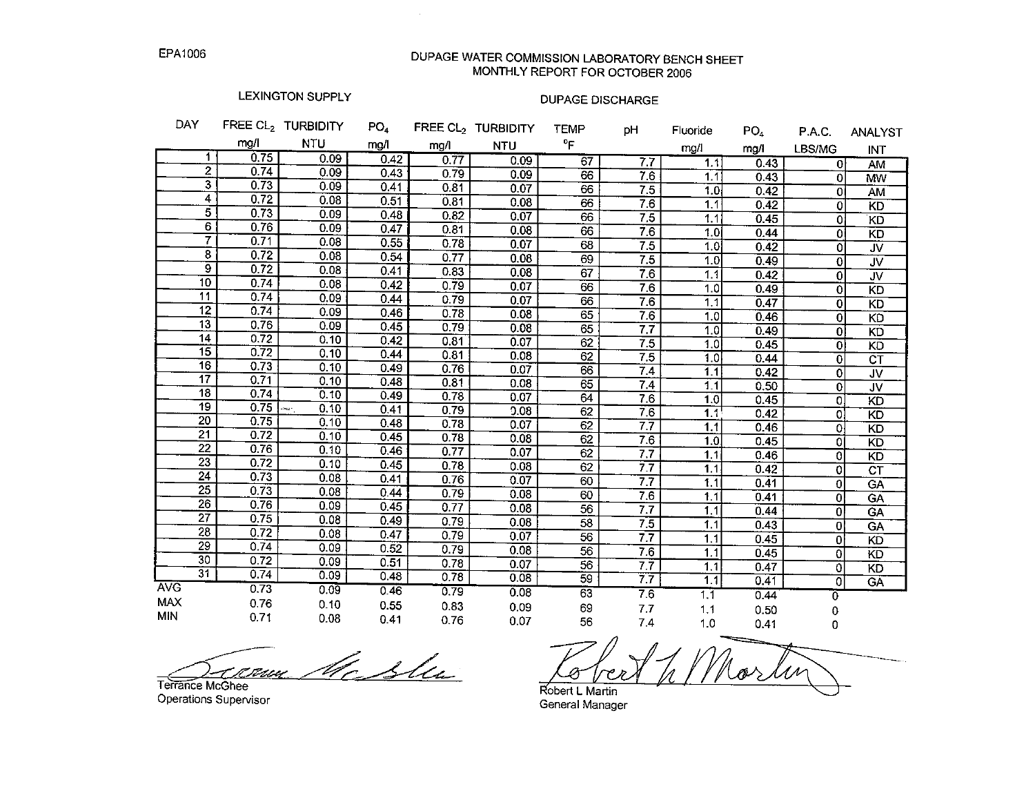EPA1006

# DUPAGE WATER COMMISSION LABORATORY BENCH SHEET
## MONTHLY REPORT FOR OCTOBER 2006

| | LEXINGTON SUPPLY | | | DUPAGE DISCHARGE | | | | | | | |
|---|---|---|---|---|---|---|---|---|---|---|---|
| DAY | FREE $CL_2$ mg/l | TURBIDITY NTU | $PO_4$ mg/l | FREE $CL_2$ mg/l | TURBIDITY NTU | TEMP °F | pH | Fluoride mg/l | $PO_4$ mg/l | P.A.C. LBS/MG | ANALYST INT |
| 1 | 0.75 | 0.09 | 0.42 | 0.77 | 0.09 | 67 | 7.7 | 1.1 | 0.43 | 0 | AM |
| 2 | 0.74 | 0.09 | 0.43 | 0.79 | 0.09 | 66 | 7.6 | 1.1 | 0.43 | 0 | MW |
| 3 | 0.73 | 0.09 | 0.41 | 0.81 | 0.07 | 66 | 7.5 | 1.0 | 0.42 | 0 | AM |
| 4 | 0.72 | 0.08 | 0.51 | 0.81 | 0.08 | 66 | 7.6 | 1.1 | 0.42 | 0 | KD |
| 5 | 0.73 | 0.09 | 0.48 | 0.82 | 0.07 | 66 | 7.5 | 1.1 | 0.45 | 0 | KD |
| 6 | 0.76 | 0.09 | 0.47 | 0.81 | 0.08 | 66 | 7.6 | 1.0 | 0.44 | 0 | KD |
| 7 | 0.71 | 0.08 | 0.55 | 0.78 | 0.07 | 68 | 7.5 | 1.0 | 0.42 | 0 | JV |
| 8 | 0.72 | 0.08 | 0.54 | 0.77 | 0.08 | 69 | 7.5 | 1.0 | 0.49 | 0 | JV |
| 9 | 0.72 | 0.08 | 0.41 | 0.83 | 0.08 | 67 | 7.6 | 1.1 | 0.42 | 0 | JV |
| 10 | 0.74 | 0.08 | 0.42 | 0.79 | 0.07 | 66 | 7.6 | 1.0 | 0.49 | 0 | KD |
| 11 | 0.74 | 0.09 | 0.44 | 0.79 | 0.07 | 66 | 7.6 | 1.1 | 0.47 | 0 | KD |
| 12 | 0.74 | 0.09 | 0.46 | 0.78 | 0.08 | 65 | 7.6 | 1.0 | 0.46 | 0 | KD |
| 13 | 0.76 | 0.09 | 0.45 | 0.79 | 0.08 | 65 | 7.7 | 1.0 | 0.49 | 0 | KD |
| 14 | 0.72 | 0.10 | 0.42 | 0.81 | 0.07 | 62 | 7.5 | 1.0 | 0.45 | 0 | KD |
| 15 | 0.72 | 0.10 | 0.44 | 0.81 | 0.08 | 62 | 7.5 | 1.0 | 0.44 | 0 | CT |
| 16 | 0.73 | 0.10 | 0.49 | 0.76 | 0.07 | 66 | 7.4 | 1.1 | 0.42 | 0 | JV |
| 17 | 0.71 | 0.10 | 0.48 | 0.81 | 0.08 | 65 | 7.4 | 1.1 | 0.50 | 0 | JV |
| 18 | 0.74 | 0.10 | 0.49 | 0.78 | 0.07 | 64 | 7.6 | 1.0 | 0.45 | 0 | KD |
| 19 | 0.75 | 0.10 | 0.41 | 0.79 | 0.08 | 62 | 7.6 | 1.1 | 0.42 | 0 | KD |
| 20 | 0.75 | 0.10 | 0.48 | 0.78 | 0.07 | 62 | 7.7 | 1.1 | 0.46 | 0 | KD |
| 21 | 0.72 | 0.10 | 0.45 | 0.78 | 0.08 | 62 | 7.6 | 1.0 | 0.45 | 0 | KD |
| 22 | 0.76 | 0.10 | 0.46 | 0.77 | 0.07 | 62 | 7.7 | 1.1 | 0.46 | 0 | KD |
| 23 | 0.72 | 0.10 | 0.45 | 0.78 | 0.08 | 62 | 7.7 | 1.1 | 0.42 | 0 | CT |
| 24 | 0.73 | 0.08 | 0.41 | 0.76 | 0.07 | 60 | 7.7 | 1.1 | 0.41 | 0 | GA |
| 25 | 0.73 | 0.08 | 0.44 | 0.79 | 0.08 | 60 | 7.6 | 1.1 | 0.41 | 0 | GA |
| 26 | 0.76 | 0.09 | 0.45 | 0.77 | 0.08 | 56 | 7.7 | 1.1 | 0.44 | 0 | GA |
| 27 | 0.75 | 0.08 | 0.49 | 0.79 | 0.08 | 58 | 7.5 | 1.1 | 0.43 | 0 | GA |
| 28 | 0.72 | 0.08 | 0.47 | 0.79 | 0.07 | 56 | 7.7 | 1.1 | 0.45 | 0 | KD |
| 29 | 0.74 | 0.09 | 0.52 | 0.79 | 0.08 | 56 | 7.6 | 1.1 | 0.45 | 0 | KD |
| 30 | 0.72 | 0.09 | 0.51 | 0.78 | 0.07 | 56 | 7.7 | 1.1 | 0.47 | 0 | KD |
| 31 | 0.74 | 0.09 | 0.48 | 0.78 | 0.08 | 59 | 7.7 | 1.1 | 0.41 | 0 | GA |
| AVG | 0.73 | 0.09 | 0.46 | 0.79 | 0.08 | 63 | 7.6 | 1.1 | 0.44 | 0 | |
| MAX | 0.76 | 0.10 | 0.55 | 0.83 | 0.09 | 69 | 7.7 | 1.1 | 0.50 | 0 | |
| MIN | 0.71 | 0.08 | 0.41 | 0.76 | 0.07 | 56 | 7.4 | 1.0 | 0.41 | 0 | |

Terrance McGhee
Operations Supervisor

Robert L Martin
General Manager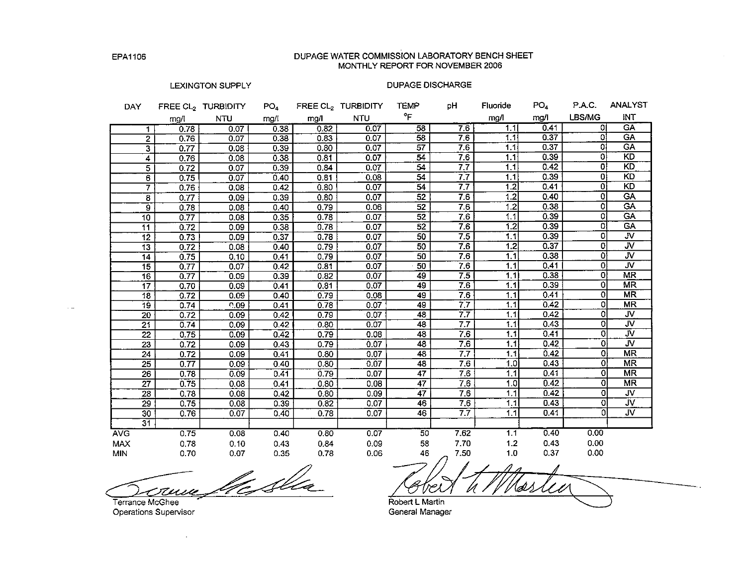EPA1106

# DUPAGE WATER COMMISSION LABORATORY BENCH SHEET
## MONTHLY REPORT FOR NOVEMBER 2006

| | LEXINGTON SUPPLY | | | DUPAGE DISCHARGE | | | | | | | |
|---|---|---|---|---|---|---|---|---|---|---|---|
| DAY | FREE $CL_2$ mg/l | TURBIDITY NTU | $PO_4$ mg/l | FREE $CL_2$ mg/l | TURBIDITY NTU | TEMP °F | pH | Fluoride mg/l | $PO_4$ mg/l | P.A.C. LBS/MG | ANALYST INT |
| 1 | 0.78 | 0.07 | 0.38 | 0.82 | 0.07 | 58 | 7.6 | 1.1 | 0.41 | 0 | GA |
| 2 | 0.76 | 0.07 | 0.38 | 0.83 | 0.07 | 58 | 7.6 | 1.1 | 0.37 | 0 | GA |
| 3 | 0.77 | 0.08 | 0.39 | 0.80 | 0.07 | 57 | 7.6 | 1.1 | 0.37 | 0 | GA |
| 4 | 0.76 | 0.08 | 0.38 | 0.81 | 0.07 | 54 | 7.6 | 1.1 | 0.39 | 0 | KD |
| 5 | 0.72 | 0.07 | 0.39 | 0.84 | 0.07 | 54 | 7.7 | 1.1 | 0.42 | 0 | KD |
| 6 | 0.75 | 0.07 | 0.40 | 0.81 | 0.08 | 54 | 7.7 | 1.1 | 0.39 | 0 | KD |
| 7 | 0.76 | 0.08 | 0.42 | 0.80 | 0.07 | 54 | 7.7 | 1.2 | 0.41 | 0 | KD |
| 8 | 0.77 | 0.09 | 0.39 | 0.80 | 0.07 | 52 | 7.6 | 1.2 | 0.40 | 0 | GA |
| 9 | 0.78 | 0.08 | 0.40 | 0.79 | 0.06 | 52 | 7.6 | 1.2 | 0.38 | 0 | GA |
| 10 | 0.77 | 0.08 | 0.35 | 0.78 | 0.07 | 52 | 7.6 | 1.1 | 0.39 | 0 | GA |
| 11 | 0.72 | 0.09 | 0.38 | 0.78 | 0.07 | 52 | 7.6 | 1.2 | 0.39 | 0 | GA |
| 12 | 0.73 | 0.09 | 0.37 | 0.78 | 0.07 | 50 | 7.5 | 1.1 | 0.39 | 0 | JV |
| 13 | 0.72 | 0.08 | 0.40 | 0.79 | 0.07 | 50 | 7.6 | 1.2 | 0.37 | 0 | JV |
| 14 | 0.75 | 0.10 | 0.41 | 0.79 | 0.07 | 50 | 7.6 | 1.1 | 0.38 | 0 | JV |
| 15 | 0.77 | 0.07 | 0.42 | 0.81 | 0.07 | 50 | 7.6 | 1.1 | 0.41 | 0 | JV |
| 16 | 0.77 | 0.09 | 0.39 | 0.82 | 0.07 | 49 | 7.5 | 1.1 | 0.38 | 0 | MR |
| 17 | 0.70 | 0.09 | 0.41 | 0.81 | 0.07 | 49 | 7.6 | 1.1 | 0.39 | 0 | MR |
| 18 | 0.72 | 0.09 | 0.40 | 0.79 | 0.08 | 49 | 7.6 | 1.1 | 0.41 | 0 | MR |
| 19 | 0.74 | 0.09 | 0.41 | 0.78 | 0.07 | 49 | 7.7 | 1.1 | 0.42 | 0 | MR |
| 20 | 0.72 | 0.09 | 0.42 | 0.79 | 0.07 | 48 | 7.7 | 1.1 | 0.42 | 0 | JV |
| 21 | 0.74 | 0.09 | 0.42 | 0.80 | 0.07 | 48 | 7.7 | 1.1 | 0.43 | 0 | JV |
| 22 | 0.75 | 0.09 | 0.42 | 0.79 | 0.08 | 48 | 7.6 | 1.1 | 0.41 | 0 | JV |
| 23 | 0.72 | 0.09 | 0.43 | 0.79 | 0.07 | 48 | 7.6 | 1.1 | 0.42 | 0 | JV |
| 24 | 0.72 | 0.09 | 0.41 | 0.80 | 0.07 | 48 | 7.7 | 1.1 | 0.42 | 0 | MR |
| 25 | 0.77 | 0.09 | 0.40 | 0.80 | 0.07 | 48 | 7.6 | 1.0 | 0.43 | 0 | MR |
| 26 | 0.78 | 0.09 | 0.41 | 0.79 | 0.07 | 47 | 7.6 | 1.1 | 0.41 | 0 | MR |
| 27 | 0.75 | 0.08 | 0.41 | 0.80 | 0.08 | 47 | 7.6 | 1.0 | 0.42 | 0 | MR |
| 28 | 0.78 | 0.08 | 0.42 | 0.80 | 0.09 | 47 | 7.6 | 1.1 | 0.42 | 0 | JV |
| 29 | 0.75 | 0.08 | 0.39 | 0.82 | 0.07 | 46 | 7.6 | 1.1 | 0.43 | 0 | JV |
| 30 | 0.76 | 0.07 | 0.40 | 0.78 | 0.07 | 46 | 7.7 | 1.1 | 0.41 | 0 | JV |
| 31 | | | | | | | | | | | |
| AVG | 0.75 | 0.08 | 0.40 | 0.80 | 0.07 | 50 | 7.62 | 1.1 | 0.40 | 0.00 | |
| MAX | 0.78 | 0.10 | 0.43 | 0.84 | 0.09 | 58 | 7.70 | 1.2 | 0.43 | 0.00 | |
| MIN | 0.70 | 0.07 | 0.35 | 0.78 | 0.06 | 46 | 7.50 | 1.0 | 0.37 | 0.00 | |

Terrance McGhee
Operations Supervisor

Robert L Martin
General Manager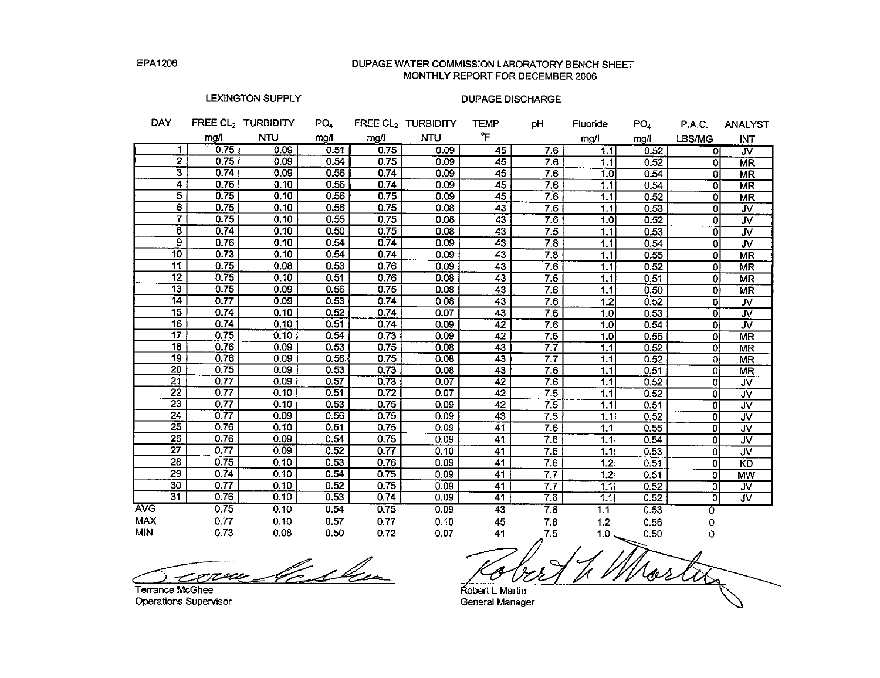EPA1206

# DUPAGE WATER COMMISSION LABORATORY BENCH SHEET
## MONTHLY REPORT FOR DECEMBER 2006

| | LEXINGTON SUPPLY | | | DUPAGE DISCHARGE | | | | | | | |
|---|---|---|---|---|---|---|---|---|---|---|---|
| DAY | FREE $CL_2$ mg/l | TURBIDITY NTU | $PO_4$ mg/l | FREE $CL_2$ mg/l | TURBIDITY NTU | TEMP °F | pH | Fluoride mg/l | $PO_4$ mg/l | P.A.C. LBS/MG | ANALYST INT |
| 1 | 0.75 | 0.09 | 0.51 | 0.75 | 0.09 | 45 | 7.6 | 1.1 | 0.52 | 0 | JV |
| 2 | 0.75 | 0.09 | 0.54 | 0.75 | 0.09 | 45 | 7.6 | 1.1 | 0.52 | 0 | MR |
| 3 | 0.74 | 0.09 | 0.56 | 0.74 | 0.09 | 45 | 7.6 | 1.0 | 0.54 | 0 | MR |
| 4 | 0.76 | 0.10 | 0.56 | 0.74 | 0.09 | 45 | 7.6 | 1.1 | 0.54 | 0 | MR |
| 5 | 0.75 | 0.10 | 0.56 | 0.75 | 0.09 | 45 | 7.6 | 1.1 | 0.52 | 0 | MR |
| 6 | 0.75 | 0.10 | 0.56 | 0.75 | 0.08 | 43 | 7.6 | 1.1 | 0.53 | 0 | JV |
| 7 | 0.75 | 0.10 | 0.55 | 0.75 | 0.08 | 43 | 7.6 | 1.0 | 0.52 | 0 | JV |
| 8 | 0.74 | 0.10 | 0.50 | 0.75 | 0.08 | 43 | 7.5 | 1.1 | 0.53 | 0 | JV |
| 9 | 0.76 | 0.10 | 0.54 | 0.74 | 0.09 | 43 | 7.8 | 1.1 | 0.54 | 0 | JV |
| 10 | 0.73 | 0.10 | 0.54 | 0.74 | 0.09 | 43 | 7.8 | 1.1 | 0.55 | 0 | MR |
| 11 | 0.75 | 0.08 | 0.53 | 0.76 | 0.09 | 43 | 7.6 | 1.1 | 0.52 | 0 | MR |
| 12 | 0.75 | 0.10 | 0.51 | 0.76 | 0.08 | 43 | 7.6 | 1.1 | 0.51 | 0 | MR |
| 13 | 0.75 | 0.09 | 0.56 | 0.75 | 0.08 | 43 | 7.6 | 1.1 | 0.50 | 0 | MR |
| 14 | 0.77 | 0.09 | 0.53 | 0.74 | 0.08 | 43 | 7.6 | 1.2 | 0.52 | 0 | JV |
| 15 | 0.74 | 0.10 | 0.52 | 0.74 | 0.07 | 43 | 7.6 | 1.0 | 0.53 | 0 | JV |
| 16 | 0.74 | 0.10 | 0.51 | 0.74 | 0.09 | 42 | 7.6 | 1.0 | 0.54 | 0 | JV |
| 17 | 0.75 | 0.10 | 0.54 | 0.73 | 0.09 | 42 | 7.6 | 1.0 | 0.56 | 0 | MR |
| 18 | 0.76 | 0.09 | 0.53 | 0.75 | 0.08 | 43 | 7.7 | 1.1 | 0.52 | 0 | MR |
| 19 | 0.76 | 0.09 | 0.56 | 0.75 | 0.08 | 43 | 7.7 | 1.1 | 0.52 | 0 | MR |
| 20 | 0.75 | 0.09 | 0.53 | 0.73 | 0.08 | 43 | 7.6 | 1.1 | 0.51 | 0 | MR |
| 21 | 0.77 | 0.09 | 0.57 | 0.73 | 0.07 | 42 | 7.6 | 1.1 | 0.52 | 0 | JV |
| 22 | 0.77 | 0.10 | 0.51 | 0.72 | 0.07 | 42 | 7.5 | 1.1 | 0.52 | 0 | JV |
| 23 | 0.77 | 0.10 | 0.53 | 0.75 | 0.09 | 42 | 7.5 | 1.1 | 0.51 | 0 | JV |
| 24 | 0.77 | 0.09 | 0.56 | 0.75 | 0.09 | 43 | 7.5 | 1.1 | 0.52 | 0 | JV |
| 25 | 0.76 | 0.10 | 0.51 | 0.75 | 0.09 | 41 | 7.6 | 1.1 | 0.55 | 0 | JV |
| 26 | 0.76 | 0.09 | 0.54 | 0.75 | 0.09 | 41 | 7.6 | 1.1 | 0.54 | 0 | JV |
| 27 | 0.77 | 0.09 | 0.52 | 0.77 | 0.10 | 41 | 7.6 | 1.1 | 0.53 | 0 | JV |
| 28 | 0.75 | 0.10 | 0.53 | 0.76 | 0.09 | 41 | 7.6 | 1.2 | 0.51 | 0 | KD |
| 29 | 0.74 | 0.10 | 0.54 | 0.75 | 0.09 | 41 | 7.7 | 1.2 | 0.51 | 0 | MW |
| 30 | 0.77 | 0.10 | 0.52 | 0.75 | 0.09 | 41 | 7.7 | 1.1 | 0.52 | 0 | JV |
| 31 | 0.76 | 0.10 | 0.53 | 0.74 | 0.09 | 41 | 7.6 | 1.1 | 0.52 | 0 | JV |
| AVG | 0.75 | 0.10 | 0.54 | 0.75 | 0.09 | 43 | 7.6 | 1.1 | 0.53 | 0 | |
| MAX | 0.77 | 0.10 | 0.57 | 0.77 | 0.10 | 45 | 7.8 | 1.2 | 0.56 | 0 | |
| MIN | 0.73 | 0.08 | 0.50 | 0.72 | 0.07 | 41 | 7.5 | 1.0 | 0.50 | 0 | |

Terrance McGhee
Operations Supervisor

Robert L Martin
General Manager